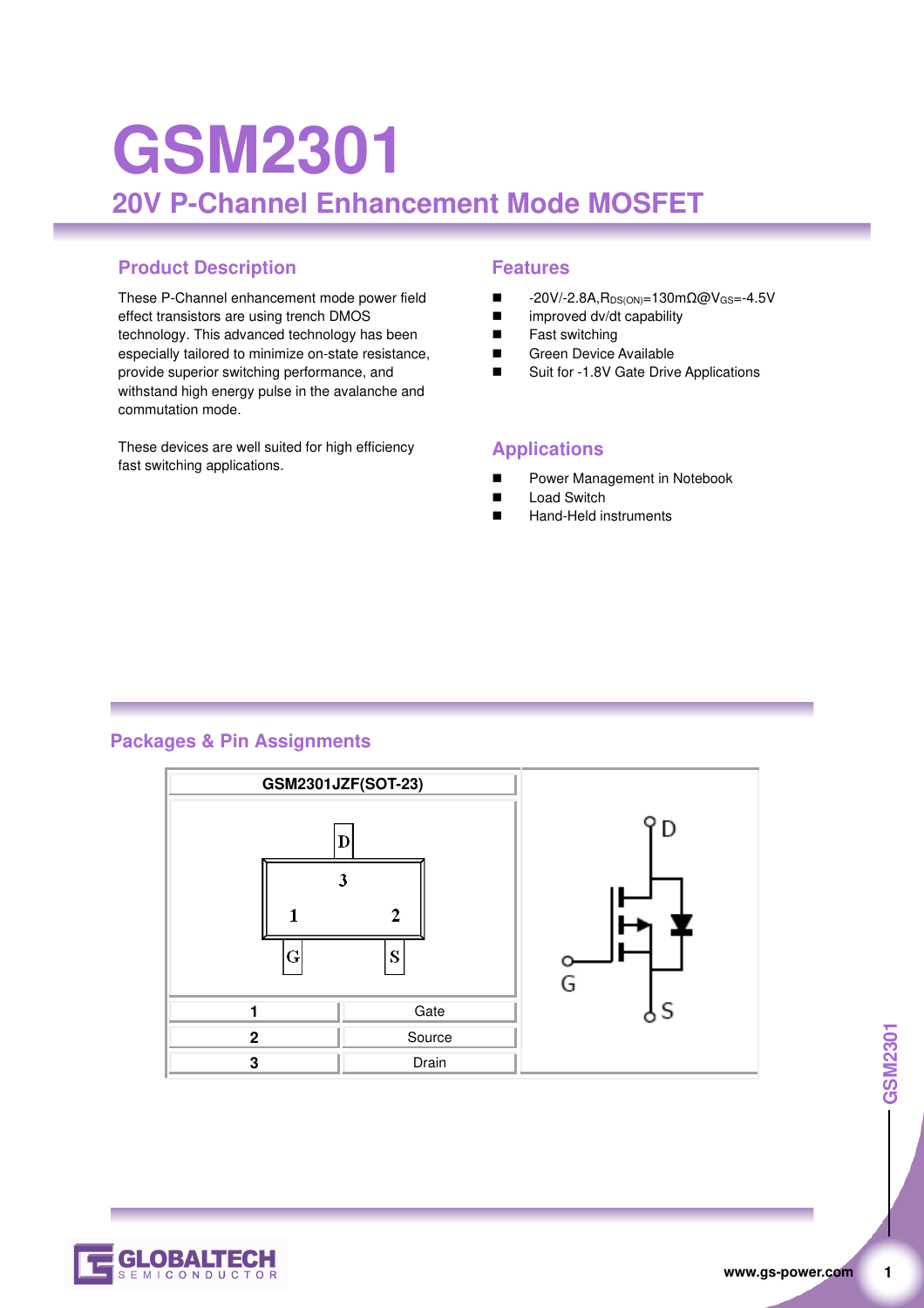# GSM2301

## 20V P-Channel Enhancement Mode MOSFET

### Product Description

These P-Channel enhancement mode power field effect transistors are using trench DMOS technology. This advanced technology has been especially tailored to minimize on-state resistance, provide superior switching performance, and withstand high energy pulse in the avalanche and commutation mode.

These devices are well suited for high efficiency fast switching applications.

### Features

- -20V/-2.8A,$R_{DS(ON)}$=130mΩ@$V_{GS}$=-4.5V
- improved dv/dt capability
- Fast switching
- Green Device Available
- Suit for -1.8V Gate Drive Applications

### Applications

- Power Management in Notebook
- Load Switch
- Hand-Held instruments

### Packages & Pin Assignments

GSM2301JZF(SOT-23)

| Pin | Function |
|---|---|
| 1 | Gate |
| 2 | Source |
| 3 | Drain |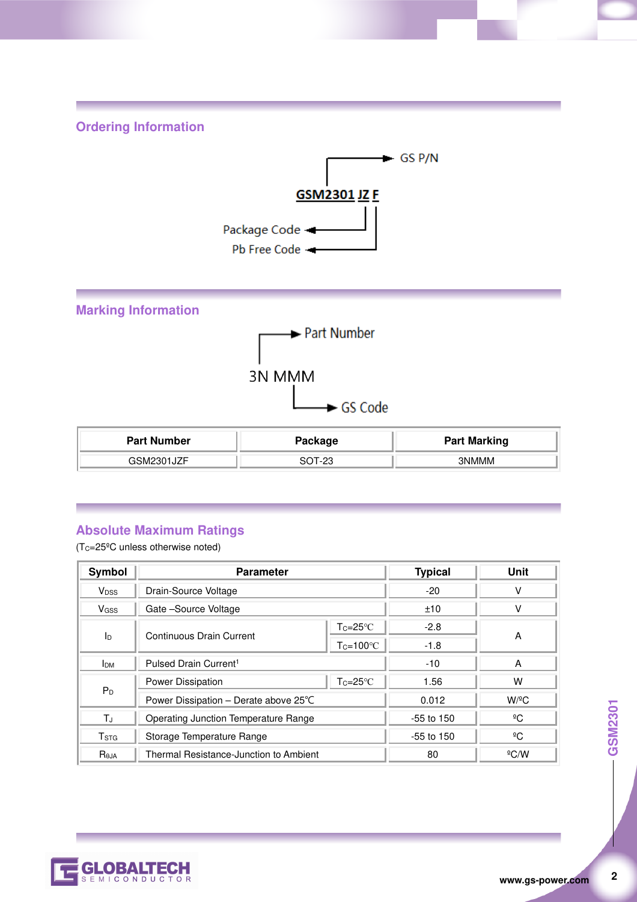## Ordering Information

GSM2301 JZ F

- GSM2301 → GS P/N
- JZ → Package Code
- F → Pb Free Code

## Marking Information

3N MMM

- 3N → Part Number
- MMM → GS Code

| Part Number | Package | Part Marking |
|---|---|---|
| GSM2301JZF | SOT-23 | 3NMMM |

## Absolute Maximum Ratings

($T_C$=25ºC unless otherwise noted)

| Symbol | Parameter | | Typical | Unit |
|---|---|---|---|---|
| $V_{DSS}$ | Drain-Source Voltage | | -20 | V |
| $V_{GSS}$ | Gate –Source Voltage | | ±10 | V |
| $I_D$ | Continuous Drain Current | $T_C$=25℃ | -2.8 | A |
| | | $T_C$=100℃ | -1.8 | |
| $I_{DM}$ | Pulsed Drain Current[1] | | -10 | A |
| $P_D$ | Power Dissipation | $T_C$=25℃ | 1.56 | W |
| | Power Dissipation – Derate above 25℃ | | 0.012 | W/ºC |
| $T_J$ | Operating Junction Temperature Range | | -55 to 150 | ºC |
| $T_{STG}$ | Storage Temperature Range | | -55 to 150 | ºC |
| $R_{θJA}$ | Thermal Resistance-Junction to Ambient | | 80 | ºC/W |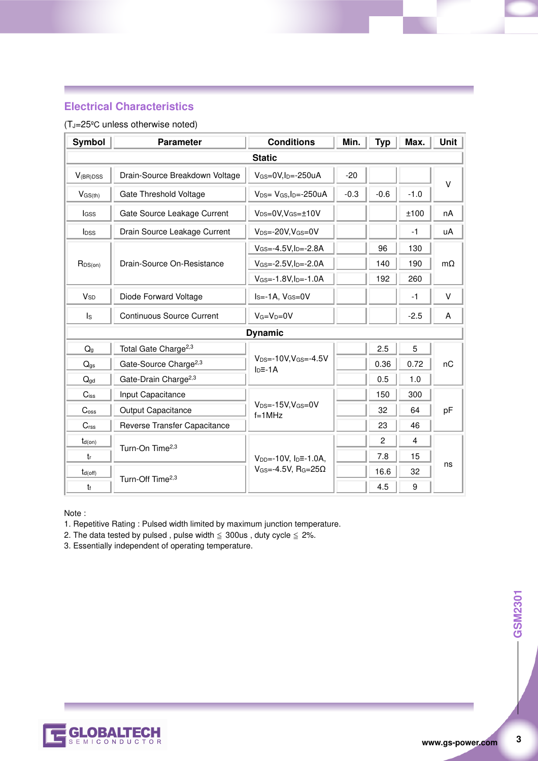## Electrical Characteristics

($T_J$=25ºC unless otherwise noted)

| Symbol | Parameter | Conditions | Min. | Typ | Max. | Unit |
|---|---|---|---|---|---|---|
| **Static** | | | | | | |
| $V_{(BR)DSS}$ | Drain-Source Breakdown Voltage | $V_{GS}$=0V,$I_D$=-250uA | -20 | | | V |
| $V_{GS(th)}$ | Gate Threshold Voltage | $V_{DS}$= $V_{GS}$,$I_D$=-250uA | -0.3 | -0.6 | -1.0 | V |
| $I_{GSS}$ | Gate Source Leakage Current | $V_{DS}$=0V,$V_{GS}$=±10V | | | ±100 | nA |
| $I_{DSS}$ | Drain Source Leakage Current | $V_{DS}$=-20V,$V_{GS}$=0V | | | -1 | uA |
| $R_{DS(on)}$ | Drain-Source On-Resistance | $V_{GS}$=-4.5V,$I_D$=-2.8A | | 96 | 130 | mΩ |
| | | $V_{GS}$=-2.5V,$I_D$=-2.0A | | 140 | 190 | |
| | | $V_{GS}$=-1.8V,$I_D$=-1.0A | | 192 | 260 | |
| $V_{SD}$ | Diode Forward Voltage | $I_S$=-1A, $V_{GS}$=0V | | | -1 | V |
| $I_S$ | Continuous Source Current | $V_G$=$V_D$=0V | | | -2.5 | A |
| **Dynamic** | | | | | | |
| $Q_g$ | Total Gate Charge[2,3] | $V_{DS}$=-10V,$V_{GS}$=-4.5V $I_D$=-1A | | 2.5 | 5 | nC |
| $Q_{gs}$ | Gate-Source Charge[2,3] | | | 0.36 | 0.72 | |
| $Q_{gd}$ | Gate-Drain Charge[2,3] | | | 0.5 | 1.0 | |
| $C_{iss}$ | Input Capacitance | $V_{DS}$=-15V,$V_{GS}$=0V f=1MHz | | 150 | 300 | pF |
| $C_{oss}$ | Output Capacitance | | | 32 | 64 | |
| $C_{rss}$ | Reverse Transfer Capacitance | | | 23 | 46 | |
| $t_{d(on)}$ | Turn-On Time[2,3] | $V_{DD}$=-10V, $I_D$=-1.0A, $V_{GS}$=-4.5V, $R_G$=25Ω | | 2 | 4 | ns |
| $t_r$ | | | | 7.8 | 15 | |
| $t_{d(off)}$ | Turn-Off Time[2,3] | | | 16.6 | 32 | |
| $t_f$ | | | | 4.5 | 9 | |

Note :

1. Repetitive Rating : Pulsed width limited by maximum junction temperature.
2. The data tested by pulsed , pulse width ≦ 300us , duty cycle ≦ 2%.
3. Essentially independent of operating temperature.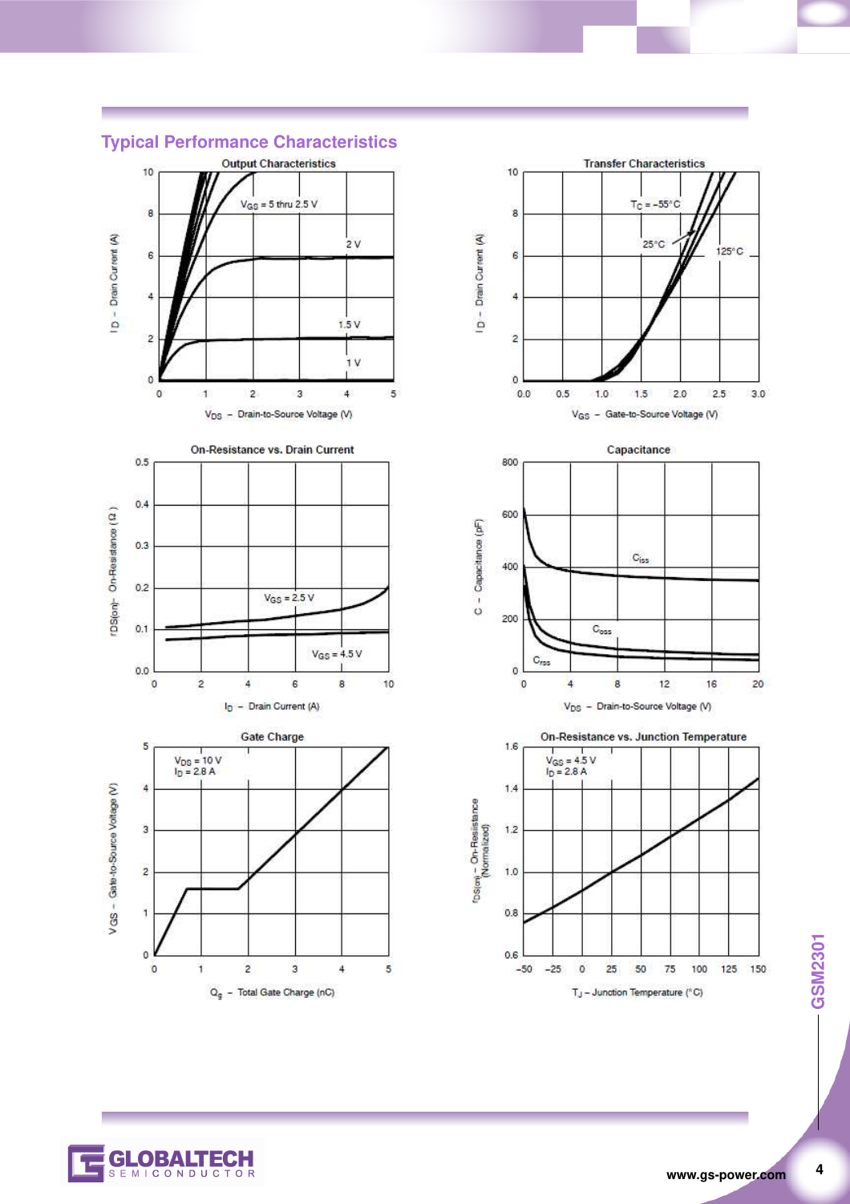## Typical Performance Characteristics

**Output Characteristics**

$V_{GS}$ = 5 thru 2.5 V

2 V

1.5 V

1 V

$I_D$ – Drain Current (A)

$V_{DS}$ – Drain-to-Source Voltage (V)

**Transfer Characteristics**

$T_C$ = −55°C

25°C

125°C

$I_D$ – Drain Current (A)

$V_{GS}$ – Gate-to-Source Voltage (V)

**On-Resistance vs. Drain Current**

$V_{GS}$ = 2.5 V

$V_{GS}$ = 4.5 V

$r_{DS(on)}$ – On-Resistance (Ω)

$I_D$ – Drain Current (A)

**Capacitance**

$C_{iss}$

$C_{oss}$

$C_{rss}$

C – Capacitance (pF)

$V_{DS}$ – Drain-to-Source Voltage (V)

**Gate Charge**

$V_{DS}$ = 10 V
$I_D$ = 2.8 A

$V_{GS}$ – Gate-to-Source Voltage (V)

$Q_g$ – Total Gate Charge (nC)

**On-Resistance vs. Junction Temperature**

$V_{GS}$ = 4.5 V
$I_D$ = 2.8 A

$r_{DS(on)}$ – On-Resistance (Normalized)

$T_J$ – Junction Temperature (°C)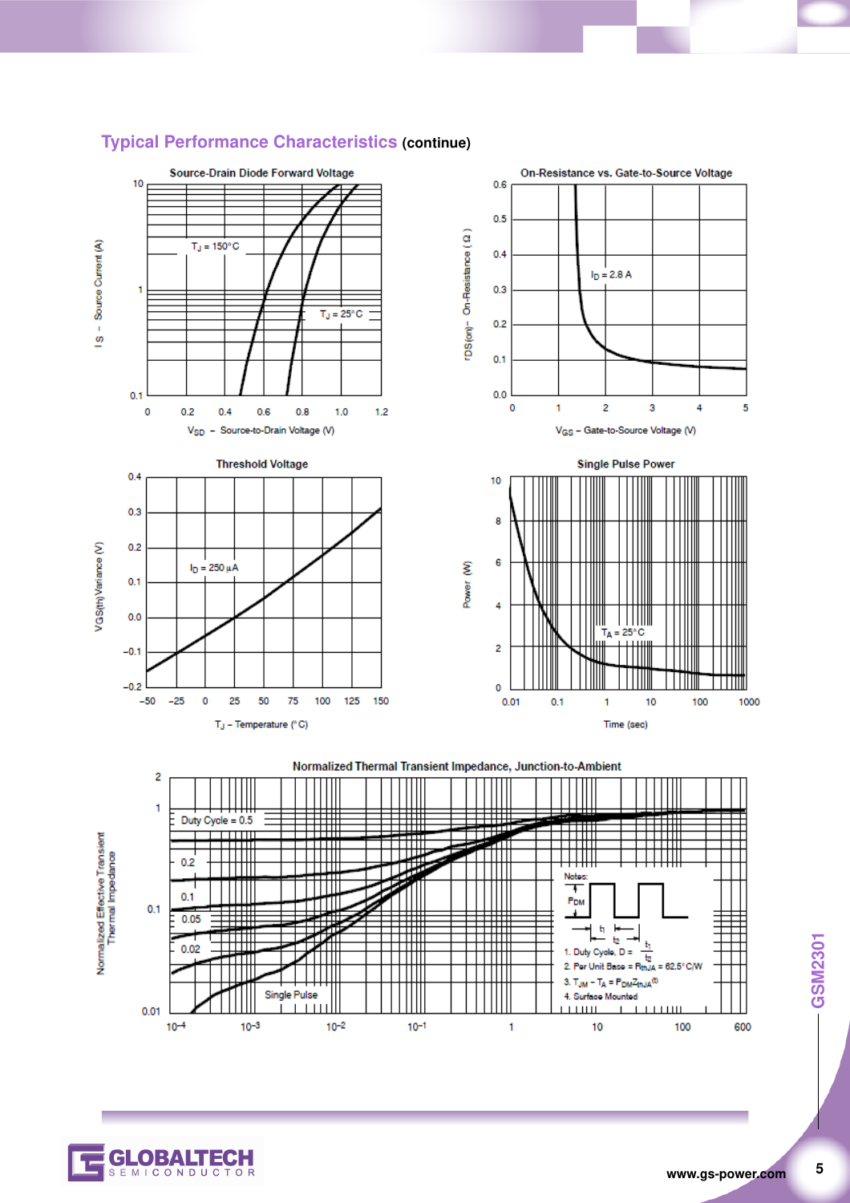## Typical Performance Characteristics (continue)

**Source-Drain Diode Forward Voltage**

$T_J = 150°C$

$T_J = 25°C$

$I_S$ – Source Current (A)

$V_{SD}$ – Source-to-Drain Voltage (V)

**On-Resistance vs. Gate-to-Source Voltage**

$I_D = 2.8$ A

$r_{DS(on)}$ – On-Resistance (Ω)

$V_{GS}$ – Gate-to-Source Voltage (V)

**Threshold Voltage**

$I_D = 250$ µA

VGS(th) Variance (V)

$T_J$ – Temperature (°C)

**Single Pulse Power**

$T_A = 25°C$

Power (W)

Time (sec)

**Normalized Thermal Transient Impedance, Junction-to-Ambient**

Duty Cycle = 0.5

0.2

0.1

0.05

0.02

Single Pulse

Notes:

$P_{DM}$

$t_1$

$t_2$

1. Duty Cycle, $D = \frac{t_1}{t_2}$
2. Per Unit Base = $R_{thJA}$ = 62.5°C/W
3. $T_{JM} - T_A = P_{DM}Z_{thJA}^{(t)}$
4. Surface Mounted

Normalized Effective Transient Thermal Impedance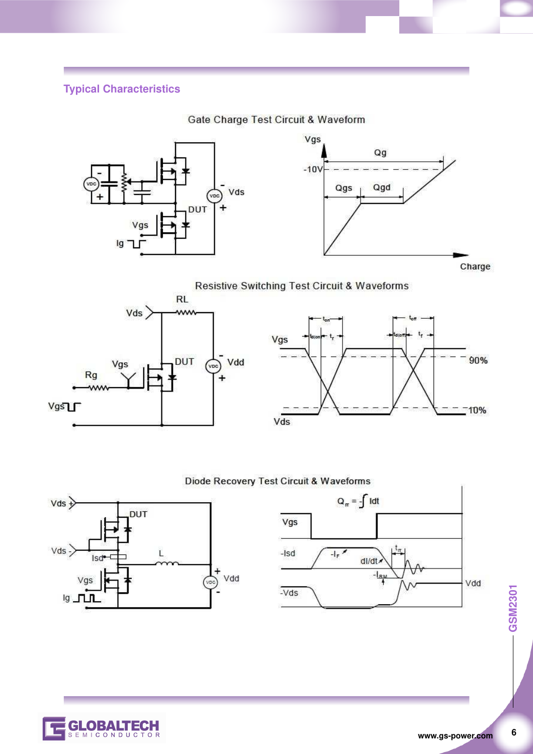## Typical Characteristics

Gate Charge Test Circuit & Waveform

Resistive Switching Test Circuit & Waveforms

Diode Recovery Test Circuit & Waveforms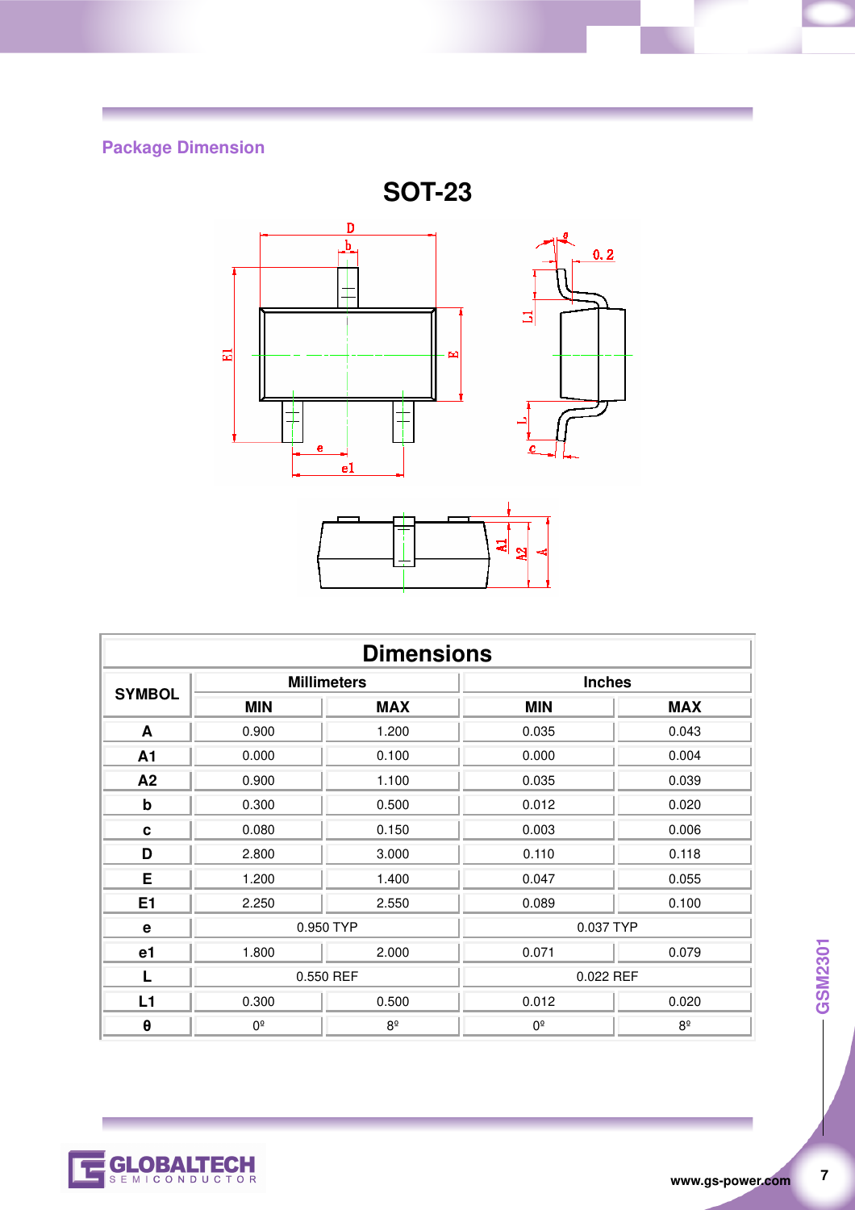## Package Dimension

### SOT-23

| Dimensions | | | | |
|---|---|---|---|---|
| SYMBOL | Millimeters | | Inches | |
| | MIN | MAX | MIN | MAX |
| A | 0.900 | 1.200 | 0.035 | 0.043 |
| A1 | 0.000 | 0.100 | 0.000 | 0.004 |
| A2 | 0.900 | 1.100 | 0.035 | 0.039 |
| b | 0.300 | 0.500 | 0.012 | 0.020 |
| c | 0.080 | 0.150 | 0.003 | 0.006 |
| D | 2.800 | 3.000 | 0.110 | 0.118 |
| E | 1.200 | 1.400 | 0.047 | 0.055 |
| E1 | 2.250 | 2.550 | 0.089 | 0.100 |
| e | 0.950 TYP | | 0.037 TYP | |
| e1 | 1.800 | 2.000 | 0.071 | 0.079 |
| L | 0.550 REF | | 0.022 REF | |
| L1 | 0.300 | 0.500 | 0.012 | 0.020 |
| θ | 0º | 8º | 0º | 8º |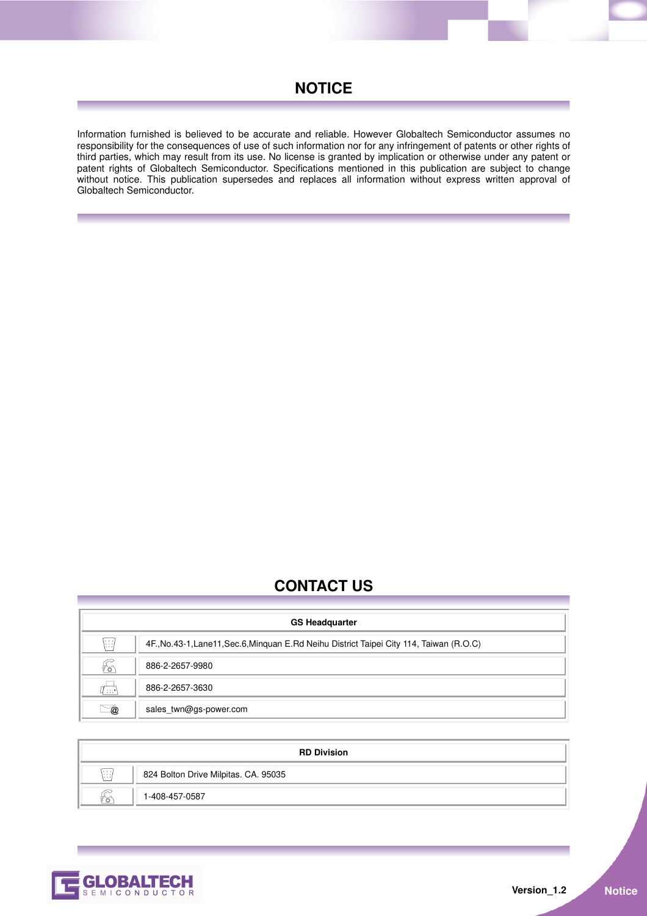# NOTICE

Information furnished is believed to be accurate and reliable. However Globaltech Semiconductor assumes no responsibility for the consequences of use of such information nor for any infringement of patents or other rights of third parties, which may result from its use. No license is granted by implication or otherwise under any patent or patent rights of Globaltech Semiconductor. Specifications mentioned in this publication are subject to change without notice. This publication supersedes and replaces all information without express written approval of Globaltech Semiconductor.

# CONTACT US

| GS Headquarter | |
|---|---|
| Address | 4F.,No.43-1,Lane11,Sec.6,Minquan E.Rd Neihu District Taipei City 114, Taiwan (R.O.C) |
| Tel | 886-2-2657-9980 |
| Fax | 886-2-2657-3630 |
| Email | sales_twn@gs-power.com |

| RD Division | |
|---|---|
| Address | 824 Bolton Drive Milpitas. CA. 95035 |
| Tel | 1-408-457-0587 |

Version_1.2